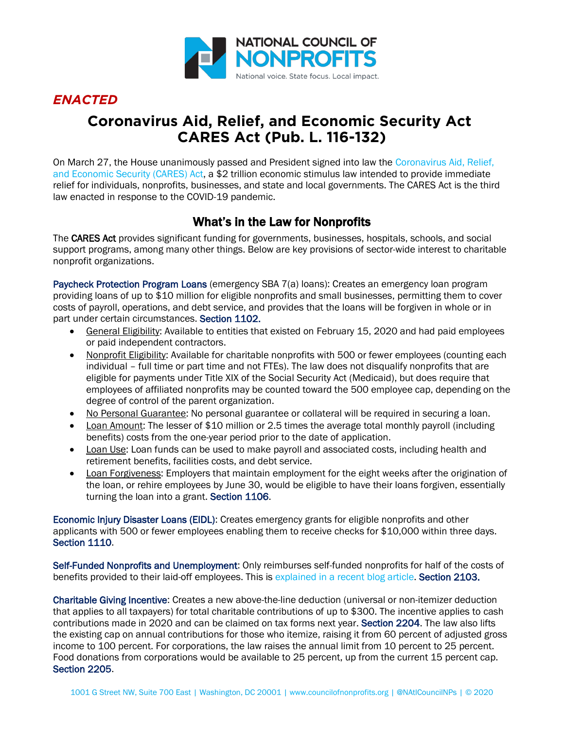NATIONAL COUNCIL OF NONPROFITS

National voice. State focus. Local impact.

***ENACTED***

# Coronavirus Aid, Relief, and Economic Security Act CARES Act (Pub. L. 116-132)

On March 27, the House unanimously passed and President signed into law the Coronavirus Aid, Relief, and Economic Security (CARES) Act, a $2 trillion economic stimulus law intended to provide immediate relief for individuals, nonprofits, businesses, and state and local governments. The CARES Act is the third law enacted in response to the COVID-19 pandemic.

## What's in the Law for Nonprofits

The CARES Act provides significant funding for governments, businesses, hospitals, schools, and social support programs, among many other things. Below are key provisions of sector-wide interest to charitable nonprofit organizations.

Paycheck Protection Program Loans (emergency SBA 7(a) loans): Creates an emergency loan program providing loans of up to $10 million for eligible nonprofits and small businesses, permitting them to cover costs of payroll, operations, and debt service, and provides that the loans will be forgiven in whole or in part under certain circumstances. Section 1102.

- General Eligibility: Available to entities that existed on February 15, 2020 and had paid employees or paid independent contractors.
- Nonprofit Eligibility: Available for charitable nonprofits with 500 or fewer employees (counting each individual – full time or part time and not FTEs). The law does not disqualify nonprofits that are eligible for payments under Title XIX of the Social Security Act (Medicaid), but does require that employees of affiliated nonprofits may be counted toward the 500 employee cap, depending on the degree of control of the parent organization.
- No Personal Guarantee: No personal guarantee or collateral will be required in securing a loan.
- Loan Amount: The lesser of $10 million or 2.5 times the average total monthly payroll (including benefits) costs from the one-year period prior to the date of application.
- Loan Use: Loan funds can be used to make payroll and associated costs, including health and retirement benefits, facilities costs, and debt service.
- Loan Forgiveness: Employers that maintain employment for the eight weeks after the origination of the loan, or rehire employees by June 30, would be eligible to have their loans forgiven, essentially turning the loan into a grant. Section 1106.

Economic Injury Disaster Loans (EIDL): Creates emergency grants for eligible nonprofits and other applicants with 500 or fewer employees enabling them to receive checks for $10,000 within three days. Section 1110.

Self-Funded Nonprofits and Unemployment: Only reimburses self-funded nonprofits for half of the costs of benefits provided to their laid-off employees. This is explained in a recent blog article. Section 2103.

Charitable Giving Incentive: Creates a new above-the-line deduction (universal or non-itemizer deduction that applies to all taxpayers) for total charitable contributions of up to $300. The incentive applies to cash contributions made in 2020 and can be claimed on tax forms next year. Section 2204. The law also lifts the existing cap on annual contributions for those who itemize, raising it from 60 percent of adjusted gross income to 100 percent. For corporations, the law raises the annual limit from 10 percent to 25 percent. Food donations from corporations would be available to 25 percent, up from the current 15 percent cap. Section 2205.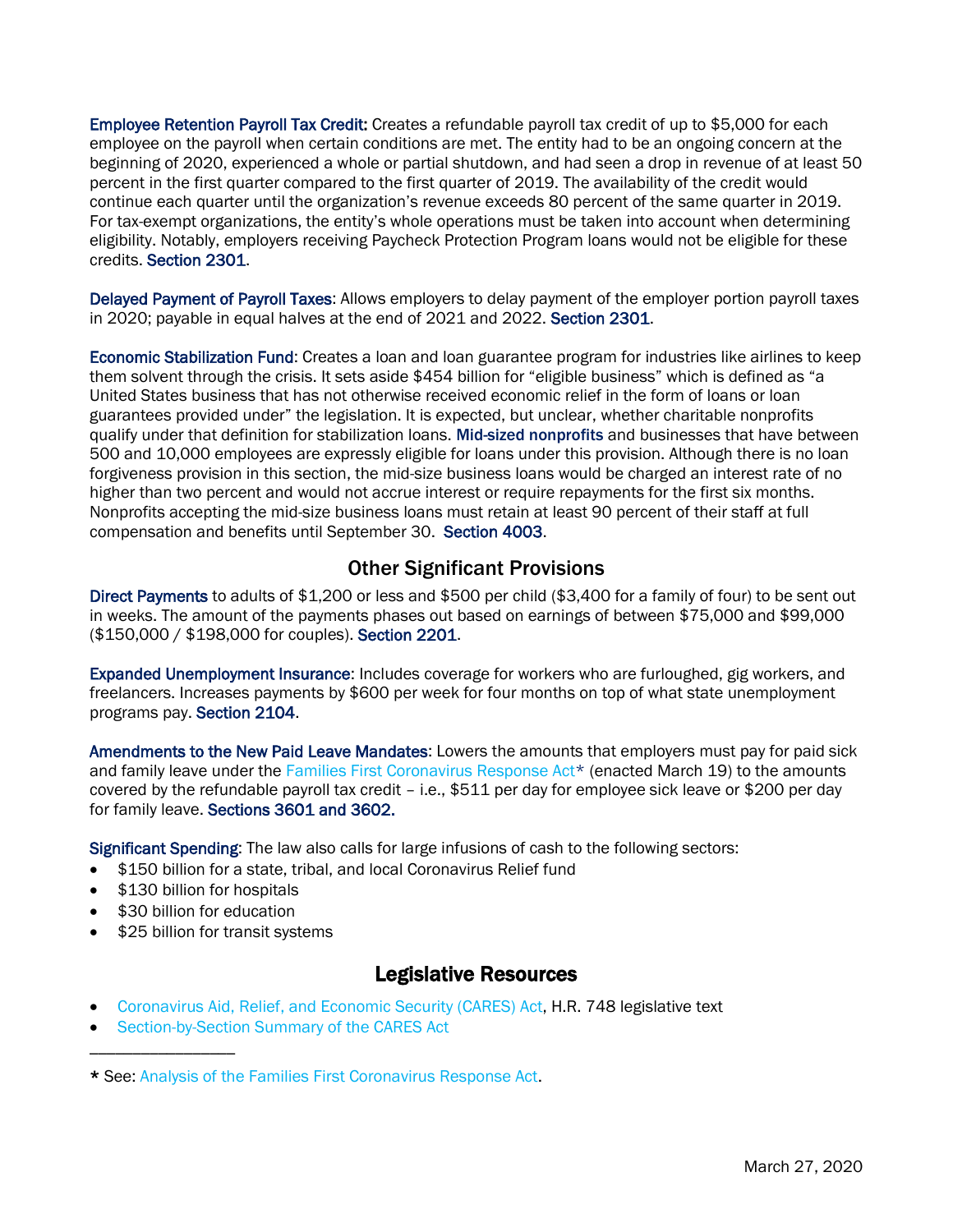**Employee Retention Payroll Tax Credit:** Creates a refundable payroll tax credit of up to $5,000 for each employee on the payroll when certain conditions are met. The entity had to be an ongoing concern at the beginning of 2020, experienced a whole or partial shutdown, and had seen a drop in revenue of at least 50 percent in the first quarter compared to the first quarter of 2019. The availability of the credit would continue each quarter until the organization's revenue exceeds 80 percent of the same quarter in 2019. For tax-exempt organizations, the entity's whole operations must be taken into account when determining eligibility. Notably, employers receiving Paycheck Protection Program loans would not be eligible for these credits. Section 2301.

**Delayed Payment of Payroll Taxes**: Allows employers to delay payment of the employer portion payroll taxes in 2020; payable in equal halves at the end of 2021 and 2022. Section 2301.

**Economic Stabilization Fund**: Creates a loan and loan guarantee program for industries like airlines to keep them solvent through the crisis. It sets aside $454 billion for "eligible business" which is defined as "a United States business that has not otherwise received economic relief in the form of loans or loan guarantees provided under" the legislation. It is expected, but unclear, whether charitable nonprofits qualify under that definition for stabilization loans. **Mid-sized nonprofits** and businesses that have between 500 and 10,000 employees are expressly eligible for loans under this provision. Although there is no loan forgiveness provision in this section, the mid-size business loans would be charged an interest rate of no higher than two percent and would not accrue interest or require repayments for the first six months. Nonprofits accepting the mid-size business loans must retain at least 90 percent of their staff at full compensation and benefits until September 30. Section 4003.

## Other Significant Provisions

**Direct Payments** to adults of $1,200 or less and $500 per child ($3,400 for a family of four) to be sent out in weeks. The amount of the payments phases out based on earnings of between $75,000 and $99,000 ($150,000 / $198,000 for couples). Section 2201.

**Expanded Unemployment Insurance**: Includes coverage for workers who are furloughed, gig workers, and freelancers. Increases payments by $600 per week for four months on top of what state unemployment programs pay. Section 2104.

**Amendments to the New Paid Leave Mandates**: Lowers the amounts that employers must pay for paid sick and family leave under the Families First Coronavirus Response Act* (enacted March 19) to the amounts covered by the refundable payroll tax credit – i.e., $511 per day for employee sick leave or $200 per day for family leave. Sections 3601 and 3602.

**Significant Spending**: The law also calls for large infusions of cash to the following sectors:

- $150 billion for a state, tribal, and local Coronavirus Relief fund
- $130 billion for hospitals
- $30 billion for education
- $25 billion for transit systems

## Legislative Resources

- Coronavirus Aid, Relief, and Economic Security (CARES) Act, H.R. 748 legislative text
- Section-by-Section Summary of the CARES Act

---

* See: Analysis of the Families First Coronavirus Response Act.

March 27, 2020